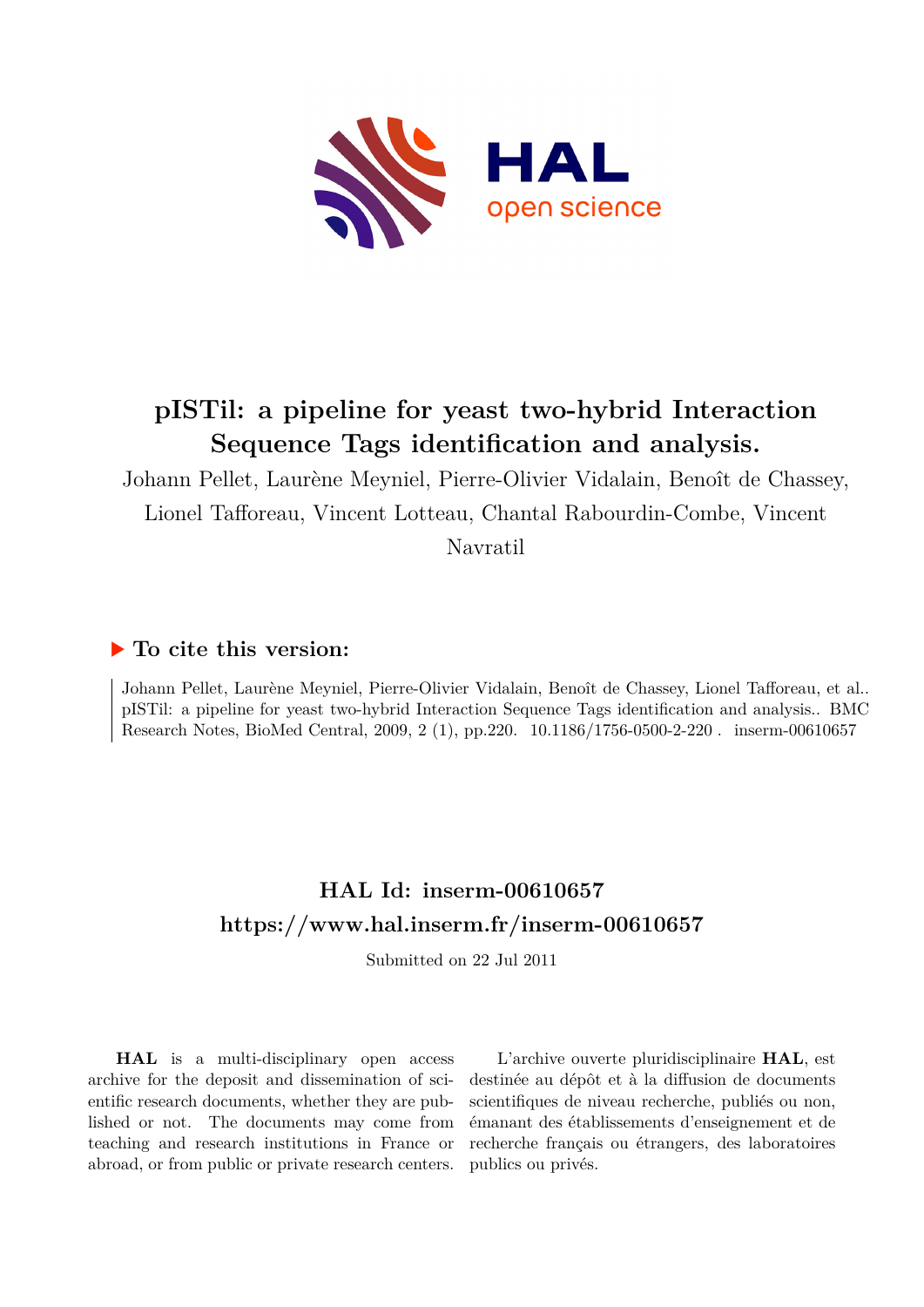# pISTil: a pipeline for yeast two-hybrid Interaction Sequence Tags identification and analysis.

Johann Pellet, Laurène Meyniel, Pierre-Olivier Vidalain, Benoît de Chassey, Lionel Tafforeau, Vincent Lotteau, Chantal Rabourdin-Combe, Vincent Navratil

## ▶ To cite this version:

Johann Pellet, Laurène Meyniel, Pierre-Olivier Vidalain, Benoît de Chassey, Lionel Tafforeau, et al.. pISTil: a pipeline for yeast two-hybrid Interaction Sequence Tags identification and analysis.. BMC Research Notes, BioMed Central, 2009, 2 (1), pp.220. 10.1186/1756-0500-2-220 . inserm-00610657

## HAL Id: inserm-00610657
## https://www.hal.inserm.fr/inserm-00610657

Submitted on 22 Jul 2011

**HAL** is a multi-disciplinary open access archive for the deposit and dissemination of scientific research documents, whether they are published or not. The documents may come from teaching and research institutions in France or abroad, or from public or private research centers.

L'archive ouverte pluridisciplinaire **HAL**, est destinée au dépôt et à la diffusion de documents scientifiques de niveau recherche, publiés ou non, émanant des établissements d'enseignement et de recherche français ou étrangers, des laboratoires publics ou privés.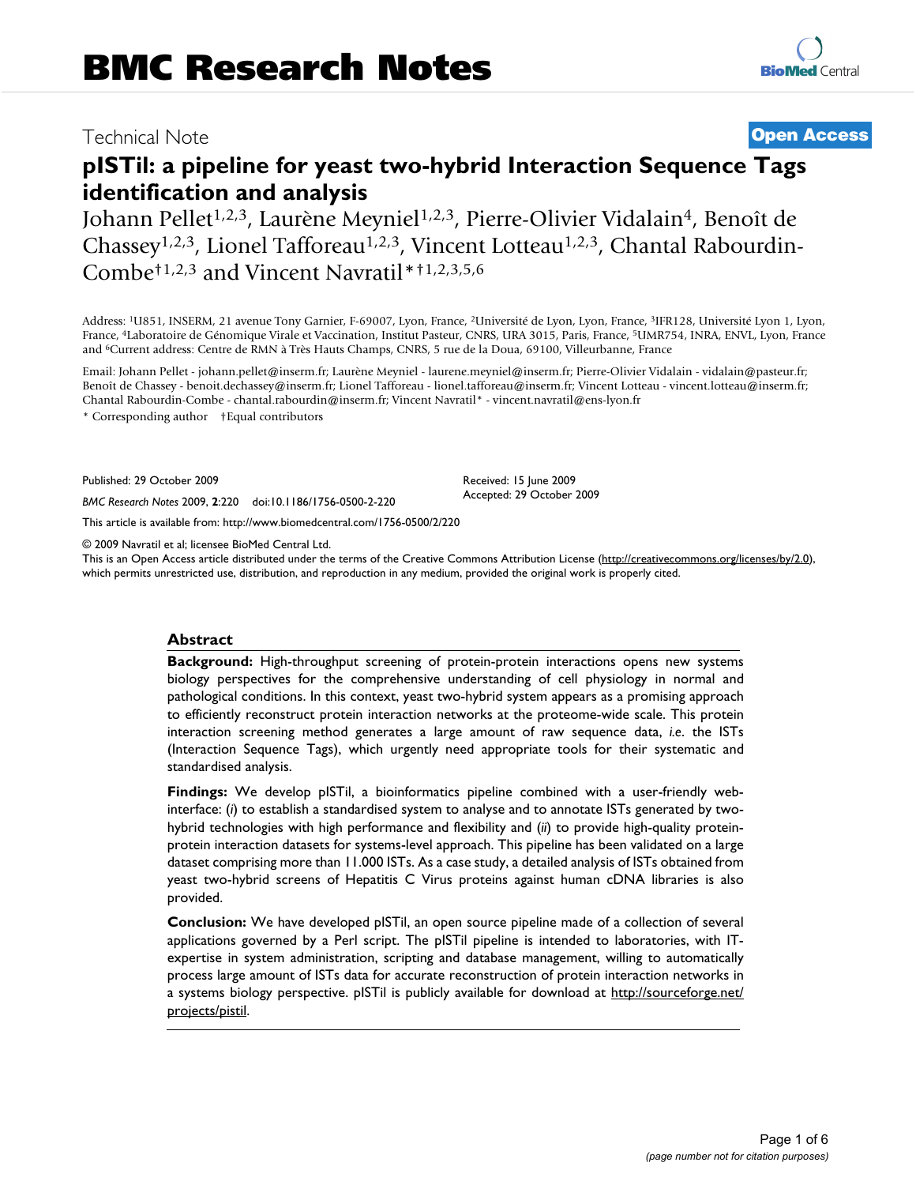Technical Note **Open Access**

# pISTil: a pipeline for yeast two-hybrid Interaction Sequence Tags identification and analysis

Johann Pellet[1,2,3], Laurène Meyniel[1,2,3], Pierre-Olivier Vidalain[4], Benoît de Chassey[1,2,3], Lionel Tafforeau[1,2,3], Vincent Lotteau[1,2,3], Chantal Rabourdin-Combe[†1,2,3] and Vincent Navratil[*†1,2,3,5,6]

Address: [1]U851, INSERM, 21 avenue Tony Garnier, F-69007, Lyon, France, [2]Université de Lyon, Lyon, France, [3]IFR128, Université Lyon 1, Lyon, France, [4]Laboratoire de Génomique Virale et Vaccination, Institut Pasteur, CNRS, URA 3015, Paris, France, [5]UMR754, INRA, ENVL, Lyon, France and [6]Current address: Centre de RMN à Très Hauts Champs, CNRS, 5 rue de la Doua, 69100, Villeurbanne, France

Email: Johann Pellet - johann.pellet@inserm.fr; Laurène Meyniel - laurene.meyniel@inserm.fr; Pierre-Olivier Vidalain - vidalain@pasteur.fr; Benoît de Chassey - benoit.dechassey@inserm.fr; Lionel Tafforeau - lionel.tafforeau@inserm.fr; Vincent Lotteau - vincent.lotteau@inserm.fr; Chantal Rabourdin-Combe - chantal.rabourdin@inserm.fr; Vincent Navratil* - vincent.navratil@ens-lyon.fr

\* Corresponding author †Equal contributors

Published: 29 October 2009

*BMC Research Notes* 2009, **2**:220 doi:10.1186/1756-0500-2-220

Received: 15 June 2009
Accepted: 29 October 2009

This article is available from: http://www.biomedcentral.com/1756-0500/2/220

© 2009 Navratil et al; licensee BioMed Central Ltd.
This is an Open Access article distributed under the terms of the Creative Commons Attribution License (http://creativecommons.org/licenses/by/2.0), which permits unrestricted use, distribution, and reproduction in any medium, provided the original work is properly cited.

## Abstract

**Background:** High-throughput screening of protein-protein interactions opens new systems biology perspectives for the comprehensive understanding of cell physiology in normal and pathological conditions. In this context, yeast two-hybrid system appears as a promising approach to efficiently reconstruct protein interaction networks at the proteome-wide scale. This protein interaction screening method generates a large amount of raw sequence data, *i.e.* the ISTs (Interaction Sequence Tags), which urgently need appropriate tools for their systematic and standardised analysis.

**Findings:** We develop pISTil, a bioinformatics pipeline combined with a user-friendly web-interface: (*i*) to establish a standardised system to analyse and to annotate ISTs generated by two-hybrid technologies with high performance and flexibility and (*ii*) to provide high-quality protein-protein interaction datasets for systems-level approach. This pipeline has been validated on a large dataset comprising more than 11.000 ISTs. As a case study, a detailed analysis of ISTs obtained from yeast two-hybrid screens of Hepatitis C Virus proteins against human cDNA libraries is also provided.

**Conclusion:** We have developed pISTil, an open source pipeline made of a collection of several applications governed by a Perl script. The pISTil pipeline is intended to laboratories, with IT-expertise in system administration, scripting and database management, willing to automatically process large amount of ISTs data for accurate reconstruction of protein interaction networks in a systems biology perspective. pISTil is publicly available for download at http://sourceforge.net/projects/pistil.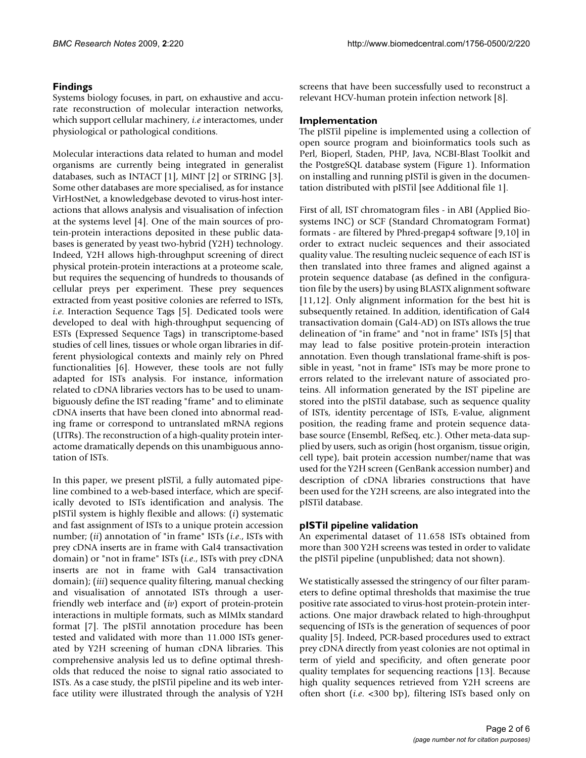## Findings

Systems biology focuses, in part, on exhaustive and accurate reconstruction of molecular interaction networks, which support cellular machinery, *i.e* interactomes, under physiological or pathological conditions.

Molecular interactions data related to human and model organisms are currently being integrated in generalist databases, such as INTACT [1], MINT [2] or STRING [3]. Some other databases are more specialised, as for instance VirHostNet, a knowledgebase devoted to virus-host interactions that allows analysis and visualisation of infection at the systems level [4]. One of the main sources of protein-protein interactions deposited in these public databases is generated by yeast two-hybrid (Y2H) technology. Indeed, Y2H allows high-throughput screening of direct physical protein-protein interactions at a proteome scale, but requires the sequencing of hundreds to thousands of cellular preys per experiment. These prey sequences extracted from yeast positive colonies are referred to ISTs, *i.e.* Interaction Sequence Tags [5]. Dedicated tools were developed to deal with high-throughput sequencing of ESTs (Expressed Sequence Tags) in transcriptome-based studies of cell lines, tissues or whole organ libraries in different physiological contexts and mainly rely on Phred functionalities [6]. However, these tools are not fully adapted for ISTs analysis. For instance, information related to cDNA libraries vectors has to be used to unambiguously define the IST reading "frame" and to eliminate cDNA inserts that have been cloned into abnormal reading frame or correspond to untranslated mRNA regions (UTRs). The reconstruction of a high-quality protein interactome dramatically depends on this unambiguous annotation of ISTs.

In this paper, we present pISTil, a fully automated pipeline combined to a web-based interface, which are specifically devoted to ISTs identification and analysis. The pISTil system is highly flexible and allows: (*i*) systematic and fast assignment of ISTs to a unique protein accession number; (*ii*) annotation of "in frame" ISTs (*i.e.*, ISTs with prey cDNA inserts are in frame with Gal4 transactivation domain) or "not in frame" ISTs (*i.e.*, ISTs with prey cDNA inserts are not in frame with Gal4 transactivation domain); (*iii*) sequence quality filtering, manual checking and visualisation of annotated ISTs through a user-friendly web interface and (*iv*) export of protein-protein interactions in multiple formats, such as MIMIx standard format [7]. The pISTil annotation procedure has been tested and validated with more than 11.000 ISTs generated by Y2H screening of human cDNA libraries. This comprehensive analysis led us to define optimal thresholds that reduced the noise to signal ratio associated to ISTs. As a case study, the pISTil pipeline and its web interface utility were illustrated through the analysis of Y2H screens that have been successfully used to reconstruct a relevant HCV-human protein infection network [8].

## Implementation

The pISTil pipeline is implemented using a collection of open source program and bioinformatics tools such as Perl, Bioperl, Staden, PHP, Java, NCBI-Blast Toolkit and the PostgreSQL database system (Figure 1). Information on installing and running pISTil is given in the documentation distributed with pISTil [see Additional file 1].

First of all, IST chromatogram files - in ABI (Applied Biosystems INC) or SCF (Standard Chromatogram Format) formats - are filtered by Phred-pregap4 software [9,10] in order to extract nucleic sequences and their associated quality value. The resulting nucleic sequence of each IST is then translated into three frames and aligned against a protein sequence database (as defined in the configuration file by the users) by using BLASTX alignment software [11,12]. Only alignment information for the best hit is subsequently retained. In addition, identification of Gal4 transactivation domain (Gal4-AD) on ISTs allows the true delineation of "in frame" and "not in frame" ISTs [5] that may lead to false positive protein-protein interaction annotation. Even though translational frame-shift is possible in yeast, "not in frame" ISTs may be more prone to errors related to the irrelevant nature of associated proteins. All information generated by the IST pipeline are stored into the pISTil database, such as sequence quality of ISTs, identity percentage of ISTs, E-value, alignment position, the reading frame and protein sequence database source (Ensembl, RefSeq, etc.). Other meta-data supplied by users, such as origin (host organism, tissue origin, cell type), bait protein accession number/name that was used for the Y2H screen (GenBank accession number) and description of cDNA libraries constructions that have been used for the Y2H screens, are also integrated into the pISTil database.

## pISTil pipeline validation

An experimental dataset of 11.658 ISTs obtained from more than 300 Y2H screens was tested in order to validate the pISTil pipeline (unpublished; data not shown).

We statistically assessed the stringency of our filter parameters to define optimal thresholds that maximise the true positive rate associated to virus-host protein-protein interactions. One major drawback related to high-throughput sequencing of ISTs is the generation of sequences of poor quality [5]. Indeed, PCR-based procedures used to extract prey cDNA directly from yeast colonies are not optimal in term of yield and specificity, and often generate poor quality templates for sequencing reactions [13]. Because high quality sequences retrieved from Y2H screens are often short (*i.e.* <300 bp), filtering ISTs based only on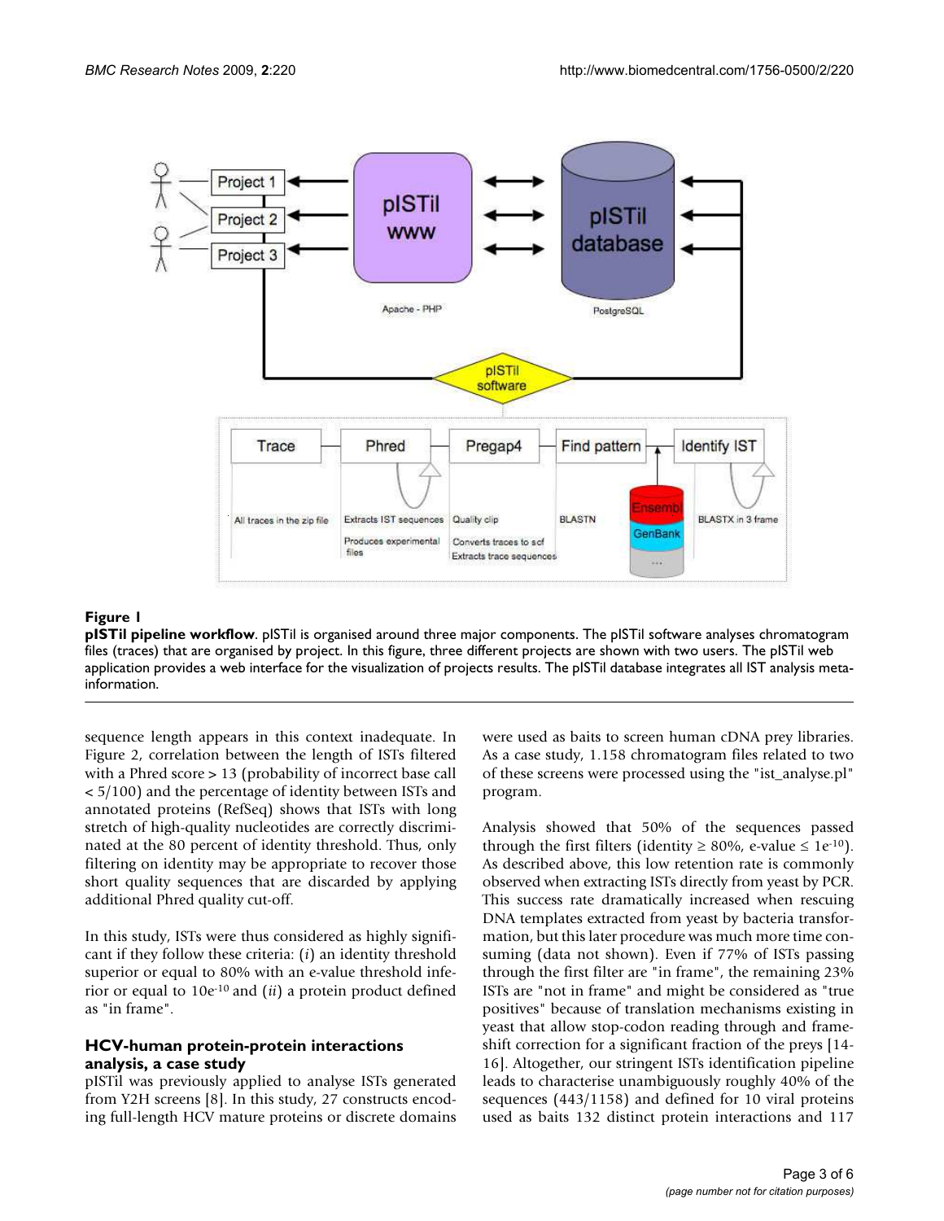**Figure 1**

**pISTil pipeline workflow**. pISTil is organised around three major components. The pISTil software analyses chromatogram files (traces) that are organised by project. In this figure, three different projects are shown with two users. The pISTil web application provides a web interface for the visualization of projects results. The pISTil database integrates all IST analysis meta-information.

sequence length appears in this context inadequate. In Figure 2, correlation between the length of ISTs filtered with a Phred score > 13 (probability of incorrect base call < 5/100) and the percentage of identity between ISTs and annotated proteins (RefSeq) shows that ISTs with long stretch of high-quality nucleotides are correctly discriminated at the 80 percent of identity threshold. Thus, only filtering on identity may be appropriate to recover those short quality sequences that are discarded by applying additional Phred quality cut-off.

In this study, ISTs were thus considered as highly significant if they follow these criteria: (*i*) an identity threshold superior or equal to 80% with an e-value threshold inferior or equal to $10e^{-10}$ and (*ii*) a protein product defined as "in frame".

## HCV-human protein-protein interactions analysis, a case study

pISTil was previously applied to analyse ISTs generated from Y2H screens [8]. In this study, 27 constructs encoding full-length HCV mature proteins or discrete domains were used as baits to screen human cDNA prey libraries. As a case study, 1.158 chromatogram files related to two of these screens were processed using the "ist_analyse.pl" program.

Analysis showed that 50% of the sequences passed through the first filters (identity ≥ 80%, e-value ≤ $1e^{-10}$). As described above, this low retention rate is commonly observed when extracting ISTs directly from yeast by PCR. This success rate dramatically increased when rescuing DNA templates extracted from yeast by bacteria transformation, but this later procedure was much more time consuming (data not shown). Even if 77% of ISTs passing through the first filter are "in frame", the remaining 23% ISTs are "not in frame" and might be considered as "true positives" because of translation mechanisms existing in yeast that allow stop-codon reading through and frameshift correction for a significant fraction of the preys [14-16]. Altogether, our stringent ISTs identification pipeline leads to characterise unambiguously roughly 40% of the sequences (443/1158) and defined for 10 viral proteins used as baits 132 distinct protein interactions and 117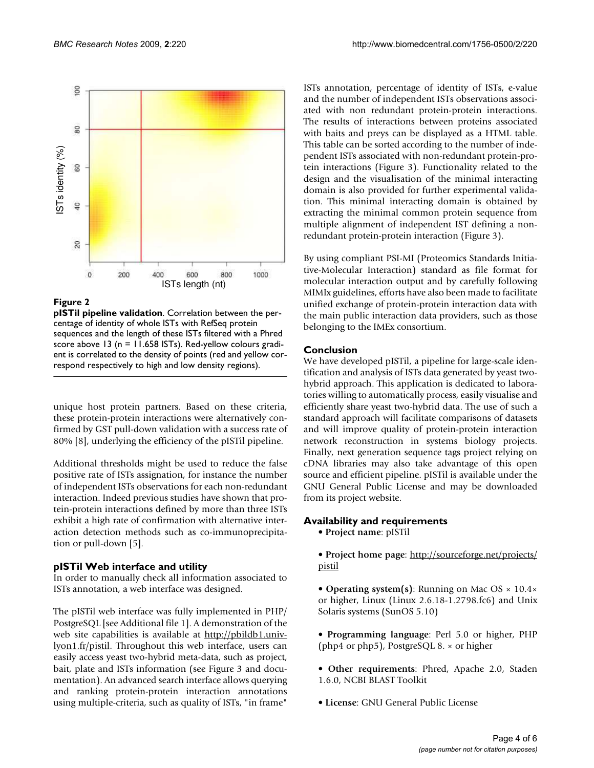**Figure 2**

**pISTil pipeline validation**. Correlation between the percentage of identity of whole ISTs with RefSeq protein sequences and the length of these ISTs filtered with a Phred score above 13 (n = 11.658 ISTs). Red-yellow colours gradient is correlated to the density of points (red and yellow correspond respectively to high and low density regions).

unique host protein partners. Based on these criteria, these protein-protein interactions were alternatively confirmed by GST pull-down validation with a success rate of 80% [8], underlying the efficiency of the pISTil pipeline.

Additional thresholds might be used to reduce the false positive rate of ISTs assignation, for instance the number of independent ISTs observations for each non-redundant interaction. Indeed previous studies have shown that protein-protein interactions defined by more than three ISTs exhibit a high rate of confirmation with alternative interaction detection methods such as co-immunoprecipitation or pull-down [5].

### pISTil Web interface and utility

In order to manually check all information associated to ISTs annotation, a web interface was designed.

The pISTil web interface was fully implemented in PHP/PostgreSQL [see Additional file 1]. A demonstration of the web site capabilities is available at http://pbildb1.univ-lyon1.fr/pistil. Throughout this web interface, users can easily access yeast two-hybrid meta-data, such as project, bait, plate and ISTs information (see Figure 3 and documentation). An advanced search interface allows querying and ranking protein-protein interaction annotations using multiple-criteria, such as quality of ISTs, "in frame" ISTs annotation, percentage of identity of ISTs, e-value and the number of independent ISTs observations associated with non redundant protein-protein interactions. The results of interactions between proteins associated with baits and preys can be displayed as a HTML table. This table can be sorted according to the number of independent ISTs associated with non-redundant protein-protein interactions (Figure 3). Functionality related to the design and the visualisation of the minimal interacting domain is also provided for further experimental validation. This minimal interacting domain is obtained by extracting the minimal common protein sequence from multiple alignment of independent IST defining a non-redundant protein-protein interaction (Figure 3).

By using compliant PSI-MI (Proteomics Standards Initiative-Molecular Interaction) standard as file format for molecular interaction output and by carefully following MIMIx guidelines, efforts have also been made to facilitate unified exchange of protein-protein interaction data with the main public interaction data providers, such as those belonging to the IMEx consortium.

## Conclusion

We have developed pISTil, a pipeline for large-scale identification and analysis of ISTs data generated by yeast two-hybrid approach. This application is dedicated to laboratories willing to automatically process, easily visualise and efficiently share yeast two-hybrid data. The use of such a standard approach will facilitate comparisons of datasets and will improve quality of protein-protein interaction network reconstruction in systems biology projects. Finally, next generation sequence tags project relying on cDNA libraries may also take advantage of this open source and efficient pipeline. pISTil is available under the GNU General Public License and may be downloaded from its project website.

## Availability and requirements

- **Project name**: pISTil
- **Project home page**: http://sourceforge.net/projects/pistil
- **Operating system(s)**: Running on Mac OS × 10.4× or higher, Linux (Linux 2.6.18-1.2798.fc6) and Unix Solaris systems (SunOS 5.10)
- **Programming language**: Perl 5.0 or higher, PHP (php4 or php5), PostgreSQL 8. × or higher
- **Other requirements**: Phred, Apache 2.0, Staden 1.6.0, NCBI BLAST Toolkit
- **License**: GNU General Public License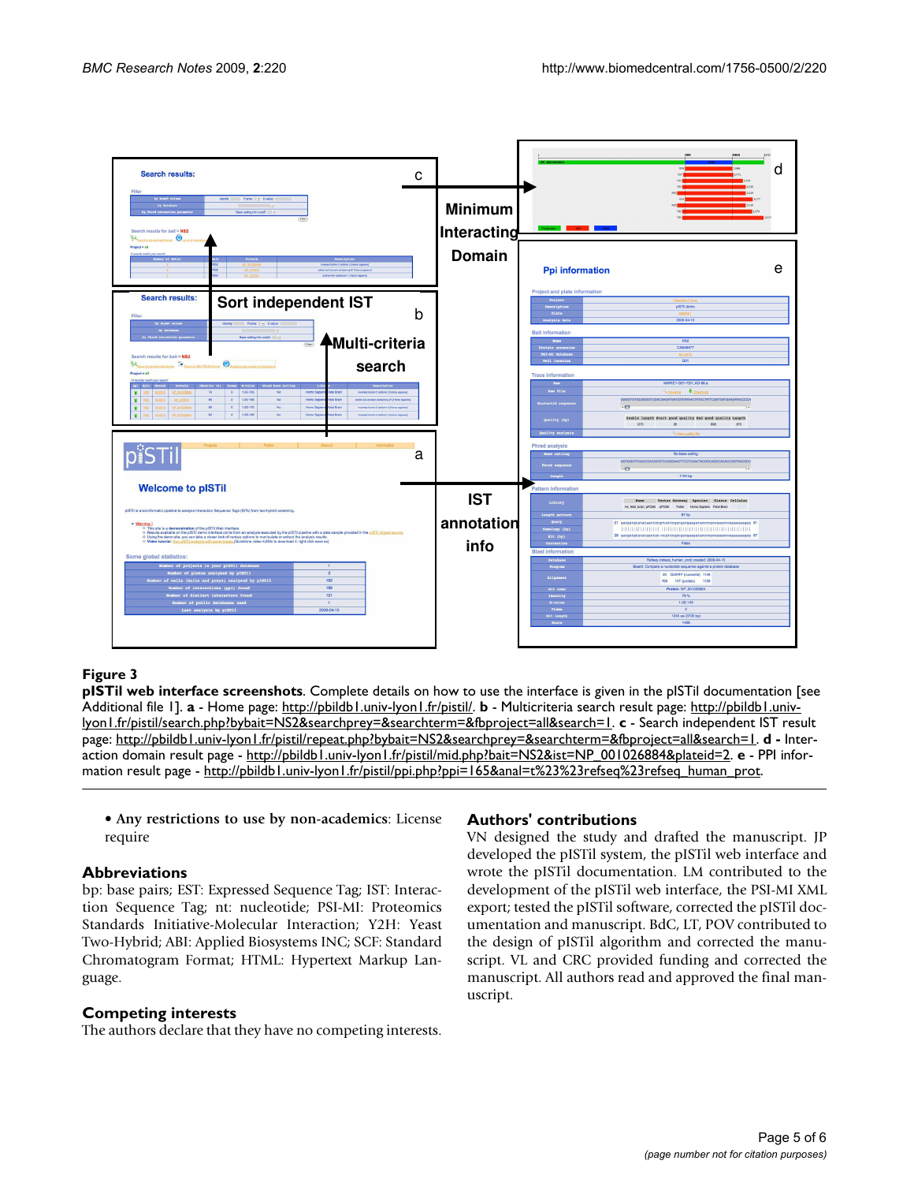**Figure 3**

**pISTil web interface screenshots**. Complete details on how to use the interface is given in the pISTil documentation [see Additional file 1]. **a** - Home page: http://pbildb1.univ-lyon1.fr/pistil/. **b** - Multicriteria search result page: http://pbildb1.univ-lyon1.fr/pistil/search.php?bybait=NS2&searchprey=&searchterm=&fbproject=all&search=1. **c** - Search independent IST result page: http://pbildb1.univ-lyon1.fr/pistil/repeat.php?bybait=NS2&searchprey=&searchterm=&fbproject=all&search=1. **d** - Interaction domain result page - http://pbildb1.univ-lyon1.fr/pistil/mid.php?bait=NS2&ist=NP_001026884&plateid=2. **e** - PPI information result page - http://pbildb1.univ-lyon1.fr/pistil/ppi.php?ppi=165&anal=t%23%23refseq%23refseq_human_prot.

- **Any restrictions to use by non-academics**: License require

## Abbreviations

bp: base pairs; EST: Expressed Sequence Tag; IST: Interaction Sequence Tag; nt: nucleotide; PSI-MI: Proteomics Standards Initiative-Molecular Interaction; Y2H: Yeast Two-Hybrid; ABI: Applied Biosystems INC; SCF: Standard Chromatogram Format; HTML: Hypertext Markup Language.

## Competing interests

The authors declare that they have no competing interests.

## Authors' contributions

VN designed the study and drafted the manuscript. JP developed the pISTil system, the pISTil web interface and wrote the pISTil documentation. LM contributed to the development of the pISTil web interface, the PSI-MI XML export; tested the pISTil software, corrected the pISTil documentation and manuscript. BdC, LT, POV contributed to the design of pISTil algorithm and corrected the manuscript. VL and CRC provided funding and corrected the manuscript. All authors read and approved the final manuscript.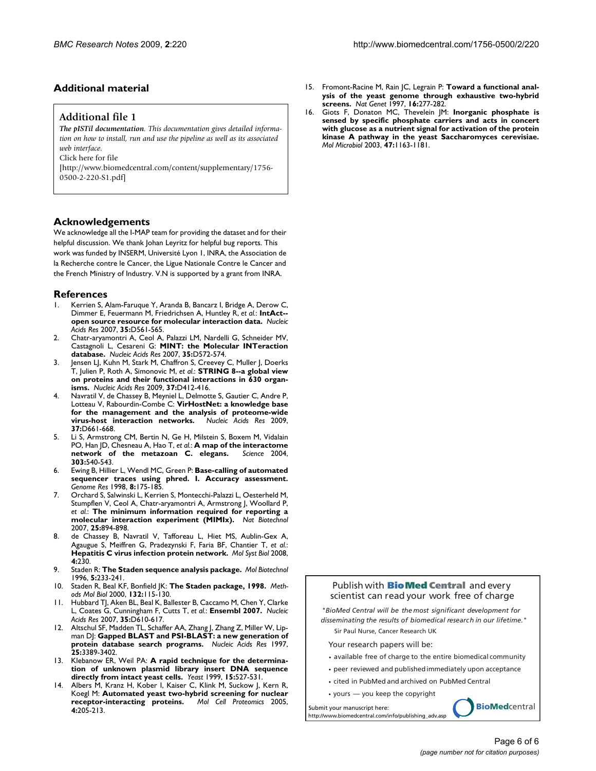## Additional material

### Additional file 1

*The pISTil documentation. This documentation gives detailed information on how to install, run and use the pipeline as well as its associated web interface.*
Click here for file
[http://www.biomedcentral.com/content/supplementary/1756-0500-2-220-S1.pdf]

## Acknowledgements

We acknowledge all the I-MAP team for providing the dataset and for their helpful discussion. We thank Johan Leyritz for helpful bug reports. This work was funded by INSERM, Université Lyon 1, INRA, the Association de la Recherche contre le Cancer, the Ligue Nationale Contre le Cancer and the French Ministry of Industry. V.N is supported by a grant from INRA.

## References

1. Kerrien S, Alam-Faruque Y, Aranda B, Bancarz I, Bridge A, Derow C, Dimmer E, Feuermann M, Friedrichsen A, Huntley R, *et al.*: **IntAct--open source resource for molecular interaction data.** *Nucleic Acids Res* 2007, **35:**D561-565.
2. Chatr-aryamontri A, Ceol A, Palazzi LM, Nardelli G, Schneider MV, Castagnoli L, Cesareni G: **MINT: the Molecular INTeraction database.** *Nucleic Acids Res* 2007, **35:**D572-574.
3. Jensen LJ, Kuhn M, Stark M, Chaffron S, Creevey C, Muller J, Doerks T, Julien P, Roth A, Simonovic M, *et al.*: **STRING 8--a global view on proteins and their functional interactions in 630 organisms.** *Nucleic Acids Res* 2009, **37:**D412-416.
4. Navratil V, de Chassey B, Meyniel L, Delmotte S, Gautier C, Andre P, Lotteau V, Rabourdin-Combe C: **VirHostNet: a knowledge base for the management and the analysis of proteome-wide virus-host interaction networks.** *Nucleic Acids Res* 2009, **37:**D661-668.
5. Li S, Armstrong CM, Bertin N, Ge H, Milstein S, Boxem M, Vidalain PO, Han JD, Chesneau A, Hao T, *et al.*: **A map of the interactome network of the metazoan C. elegans.** *Science* 2004, **303:**540-543.
6. Ewing B, Hillier L, Wendl MC, Green P: **Base-calling of automated sequencer traces using phred. I. Accuracy assessment.** *Genome Res* 1998, **8:**175-185.
7. Orchard S, Salwinski L, Kerrien S, Montecchi-Palazzi L, Oesterheld M, Stumpflen V, Ceol A, Chatr-aryamontri A, Armstrong J, Woollard P, *et al.*: **The minimum information required for reporting a molecular interaction experiment (MIMIx).** *Nat Biotechnol* 2007, **25:**894-898.
8. de Chassey B, Navratil V, Tafforeau L, Hiet MS, Aublin-Gex A, Agaugue S, Meiffren G, Pradezynski F, Faria BF, Chantier T, *et al.*: **Hepatitis C virus infection protein network.** *Mol Syst Biol* 2008, **4:**230.
9. Staden R: **The Staden sequence analysis package.** *Mol Biotechnol* 1996, **5:**233-241.
10. Staden R, Beal KF, Bonfield JK: **The Staden package, 1998.** *Methods Mol Biol* 2000, **132:**115-130.
11. Hubbard TJ, Aken BL, Beal K, Ballester B, Caccamo M, Chen Y, Clarke L, Coates G, Cunningham F, Cutts T, *et al.*: **Ensembl 2007.** *Nucleic Acids Res* 2007, **35:**D610-617.
12. Altschul SF, Madden TL, Schaffer AA, Zhang J, Zhang Z, Miller W, Lipman DJ: **Gapped BLAST and PSI-BLAST: a new generation of protein database search programs.** *Nucleic Acids Res* 1997, **25:**3389-3402.
13. Klebanow ER, Weil PA: **A rapid technique for the determination of unknown plasmid library insert DNA sequence directly from intact yeast cells.** *Yeast* 1999, **15:**527-531.
14. Albers M, Kranz H, Kober I, Kaiser C, Klink M, Suckow J, Kern R, Koegl M: **Automated yeast two-hybrid screening for nuclear receptor-interacting proteins.** *Mol Cell Proteomics* 2005, **4:**205-213.
15. Fromont-Racine M, Rain JC, Legrain P: **Toward a functional analysis of the yeast genome through exhaustive two-hybrid screens.** *Nat Genet* 1997, **16:**277-282.
16. Giots F, Donaton MC, Thevelein JM: **Inorganic phosphate is sensed by specific phosphate carriers and acts in concert with glucose as a nutrient signal for activation of the protein kinase A pathway in the yeast Saccharomyces cerevisiae.** *Mol Microbiol* 2003, **47:**1163-1181.

Publish with **BioMed Central** and every scientist can read your work free of charge

*"BioMed Central will be the most significant development for disseminating the results of biomedical research in our lifetime."*
Sir Paul Nurse, Cancer Research UK

Your research papers will be:

- available free of charge to the entire biomedical community
- peer reviewed and published immediately upon acceptance
- cited in PubMed and archived on PubMed Central
- yours — you keep the copyright

Submit your manuscript here:
http://www.biomedcentral.com/info/publishing_adv.asp

BioMedcentral